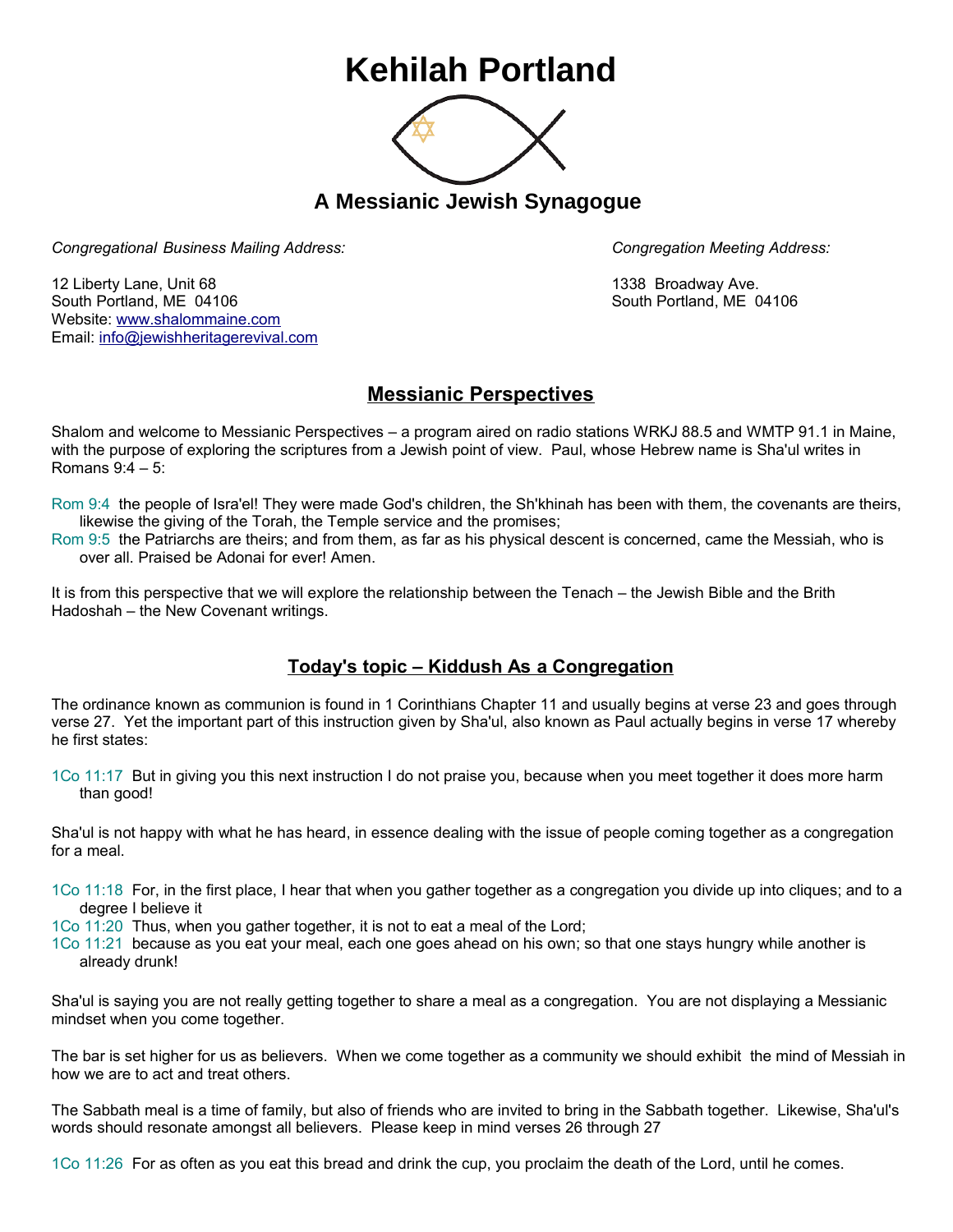# Kehilah Portland

## A Messianic Jewish Synagogue

*Congregational Business Mailing Address:*

12 Liberty Lane, Unit 68
South Portland, ME 04106
Website: www.shalommaine.com
Email: info@jewishheritagerevival.com

*Congregation Meeting Address:*

1338 Broadway Ave.
South Portland, ME 04106

## Messianic Perspectives

Shalom and welcome to Messianic Perspectives – a program aired on radio stations WRKJ 88.5 and WMTP 91.1 in Maine, with the purpose of exploring the scriptures from a Jewish point of view. Paul, whose Hebrew name is Sha'ul writes in Romans 9:4 – 5:

Rom 9:4 the people of Isra'el! They were made God's children, the Sh'khinah has been with them, the covenants are theirs, likewise the giving of the Torah, the Temple service and the promises;
Rom 9:5 the Patriarchs are theirs; and from them, as far as his physical descent is concerned, came the Messiah, who is over all. Praised be Adonai for ever! Amen.

It is from this perspective that we will explore the relationship between the Tenach – the Jewish Bible and the Brith Hadoshah – the New Covenant writings.

## Today's topic – Kiddush As a Congregation

The ordinance known as communion is found in 1 Corinthians Chapter 11 and usually begins at verse 23 and goes through verse 27. Yet the important part of this instruction given by Sha'ul, also known as Paul actually begins in verse 17 whereby he first states:

1Co 11:17 But in giving you this next instruction I do not praise you, because when you meet together it does more harm than good!

Sha'ul is not happy with what he has heard, in essence dealing with the issue of people coming together as a congregation for a meal.

1Co 11:18 For, in the first place, I hear that when you gather together as a congregation you divide up into cliques; and to a degree I believe it
1Co 11:20 Thus, when you gather together, it is not to eat a meal of the Lord;
1Co 11:21 because as you eat your meal, each one goes ahead on his own; so that one stays hungry while another is already drunk!

Sha'ul is saying you are not really getting together to share a meal as a congregation. You are not displaying a Messianic mindset when you come together.

The bar is set higher for us as believers. When we come together as a community we should exhibit the mind of Messiah in how we are to act and treat others.

The Sabbath meal is a time of family, but also of friends who are invited to bring in the Sabbath together. Likewise, Sha'ul's words should resonate amongst all believers. Please keep in mind verses 26 through 27

1Co 11:26 For as often as you eat this bread and drink the cup, you proclaim the death of the Lord, until he comes.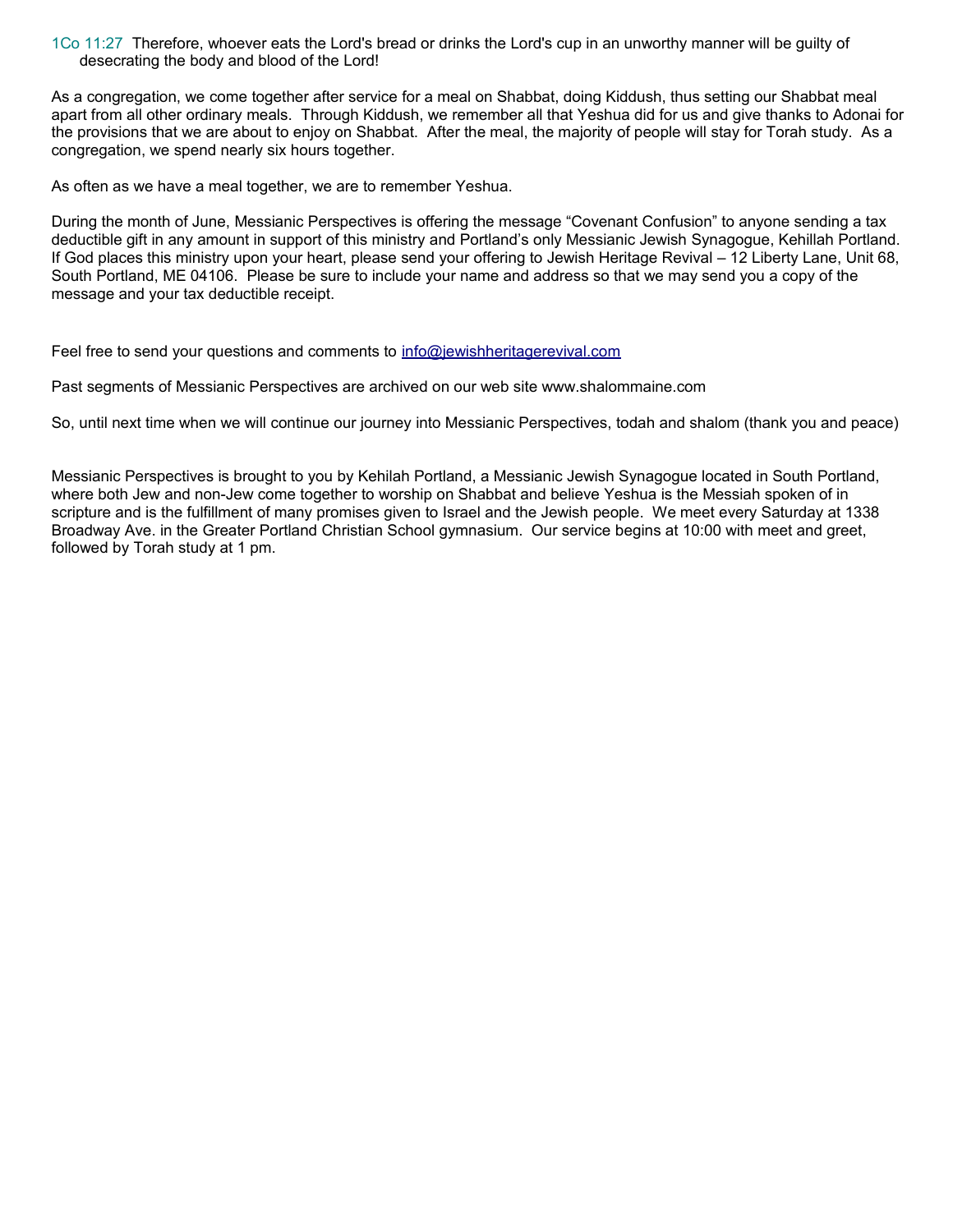1Co 11:27 Therefore, whoever eats the Lord's bread or drinks the Lord's cup in an unworthy manner will be guilty of desecrating the body and blood of the Lord!

As a congregation, we come together after service for a meal on Shabbat, doing Kiddush, thus setting our Shabbat meal apart from all other ordinary meals. Through Kiddush, we remember all that Yeshua did for us and give thanks to Adonai for the provisions that we are about to enjoy on Shabbat. After the meal, the majority of people will stay for Torah study. As a congregation, we spend nearly six hours together.

As often as we have a meal together, we are to remember Yeshua.

During the month of June, Messianic Perspectives is offering the message "Covenant Confusion" to anyone sending a tax deductible gift in any amount in support of this ministry and Portland's only Messianic Jewish Synagogue, Kehillah Portland. If God places this ministry upon your heart, please send your offering to Jewish Heritage Revival – 12 Liberty Lane, Unit 68, South Portland, ME 04106. Please be sure to include your name and address so that we may send you a copy of the message and your tax deductible receipt.

Feel free to send your questions and comments to info@jewishheritagerevival.com

Past segments of Messianic Perspectives are archived on our web site www.shalommaine.com

So, until next time when we will continue our journey into Messianic Perspectives, todah and shalom (thank you and peace)

Messianic Perspectives is brought to you by Kehilah Portland, a Messianic Jewish Synagogue located in South Portland, where both Jew and non-Jew come together to worship on Shabbat and believe Yeshua is the Messiah spoken of in scripture and is the fulfillment of many promises given to Israel and the Jewish people. We meet every Saturday at 1338 Broadway Ave. in the Greater Portland Christian School gymnasium. Our service begins at 10:00 with meet and greet, followed by Torah study at 1 pm.